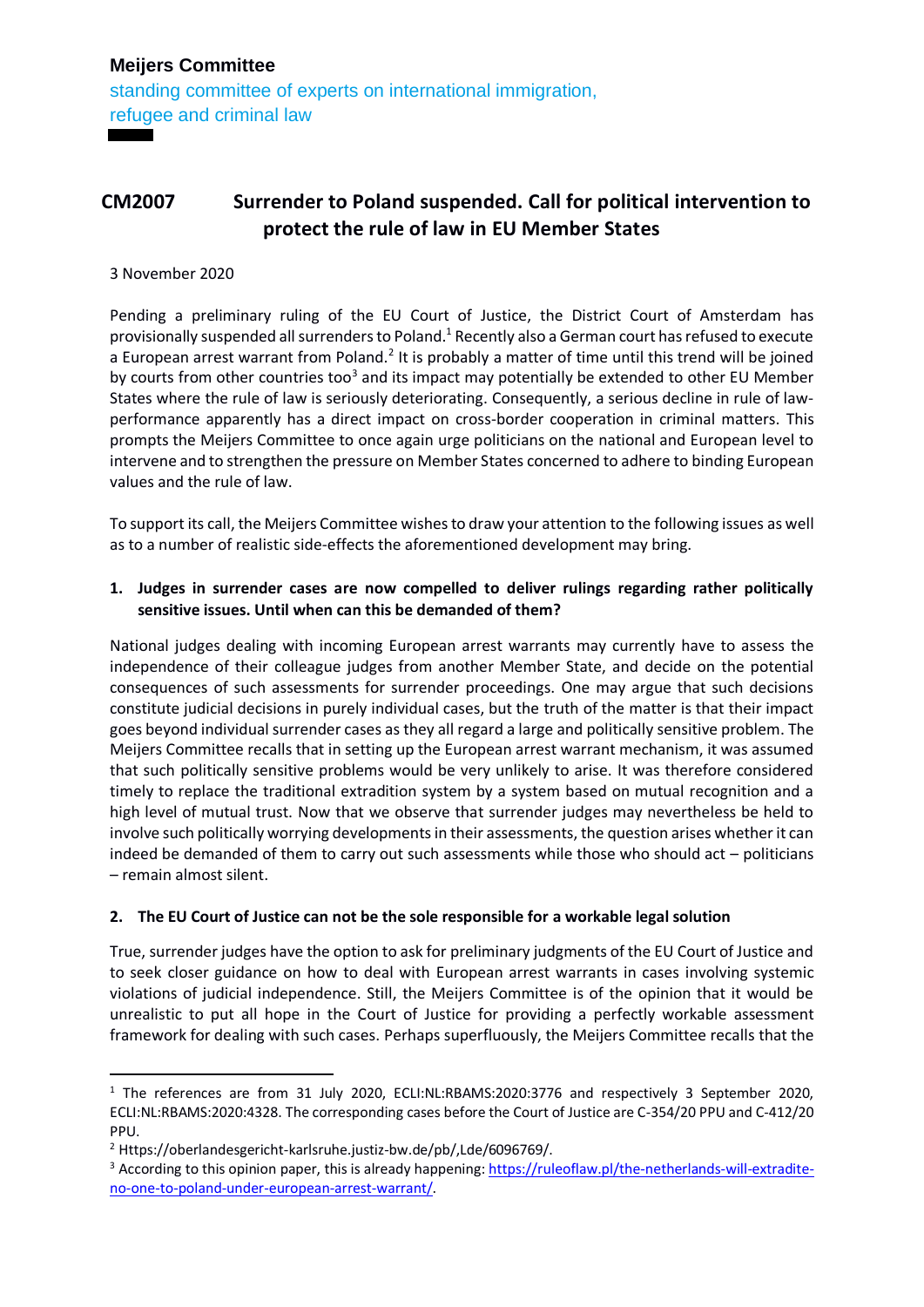**Meijers Committee**

standing committee of experts on international immigration, refugee and criminal law

# CM2007 Surrender to Poland suspended. Call for political intervention to protect the rule of law in EU Member States

3 November 2020

Pending a preliminary ruling of the EU Court of Justice, the District Court of Amsterdam has provisionally suspended all surrenders to Poland.[1] Recently also a German court has refused to execute a European arrest warrant from Poland.[2] It is probably a matter of time until this trend will be joined by courts from other countries too[3] and its impact may potentially be extended to other EU Member States where the rule of law is seriously deteriorating. Consequently, a serious decline in rule of law-performance apparently has a direct impact on cross-border cooperation in criminal matters. This prompts the Meijers Committee to once again urge politicians on the national and European level to intervene and to strengthen the pressure on Member States concerned to adhere to binding European values and the rule of law.

To support its call, the Meijers Committee wishes to draw your attention to the following issues as well as to a number of realistic side-effects the aforementioned development may bring.

## 1. Judges in surrender cases are now compelled to deliver rulings regarding rather politically sensitive issues. Until when can this be demanded of them?

National judges dealing with incoming European arrest warrants may currently have to assess the independence of their colleague judges from another Member State, and decide on the potential consequences of such assessments for surrender proceedings. One may argue that such decisions constitute judicial decisions in purely individual cases, but the truth of the matter is that their impact goes beyond individual surrender cases as they all regard a large and politically sensitive problem. The Meijers Committee recalls that in setting up the European arrest warrant mechanism, it was assumed that such politically sensitive problems would be very unlikely to arise. It was therefore considered timely to replace the traditional extradition system by a system based on mutual recognition and a high level of mutual trust. Now that we observe that surrender judges may nevertheless be held to involve such politically worrying developments in their assessments, the question arises whether it can indeed be demanded of them to carry out such assessments while those who should act – politicians – remain almost silent.

## 2. The EU Court of Justice can not be the sole responsible for a workable legal solution

True, surrender judges have the option to ask for preliminary judgments of the EU Court of Justice and to seek closer guidance on how to deal with European arrest warrants in cases involving systemic violations of judicial independence. Still, the Meijers Committee is of the opinion that it would be unrealistic to put all hope in the Court of Justice for providing a perfectly workable assessment framework for dealing with such cases. Perhaps superfluously, the Meijers Committee recalls that the

---

[1] The references are from 31 July 2020, ECLI:NL:RBAMS:2020:3776 and respectively 3 September 2020, ECLI:NL:RBAMS:2020:4328. The corresponding cases before the Court of Justice are C-354/20 PPU and C-412/20 PPU.

[2] Https://oberlandesgericht-karlsruhe.justiz-bw.de/pb/,Lde/6096769/.

[3] According to this opinion paper, this is already happening: https://ruleoflaw.pl/the-netherlands-will-extradite-no-one-to-poland-under-european-arrest-warrant/.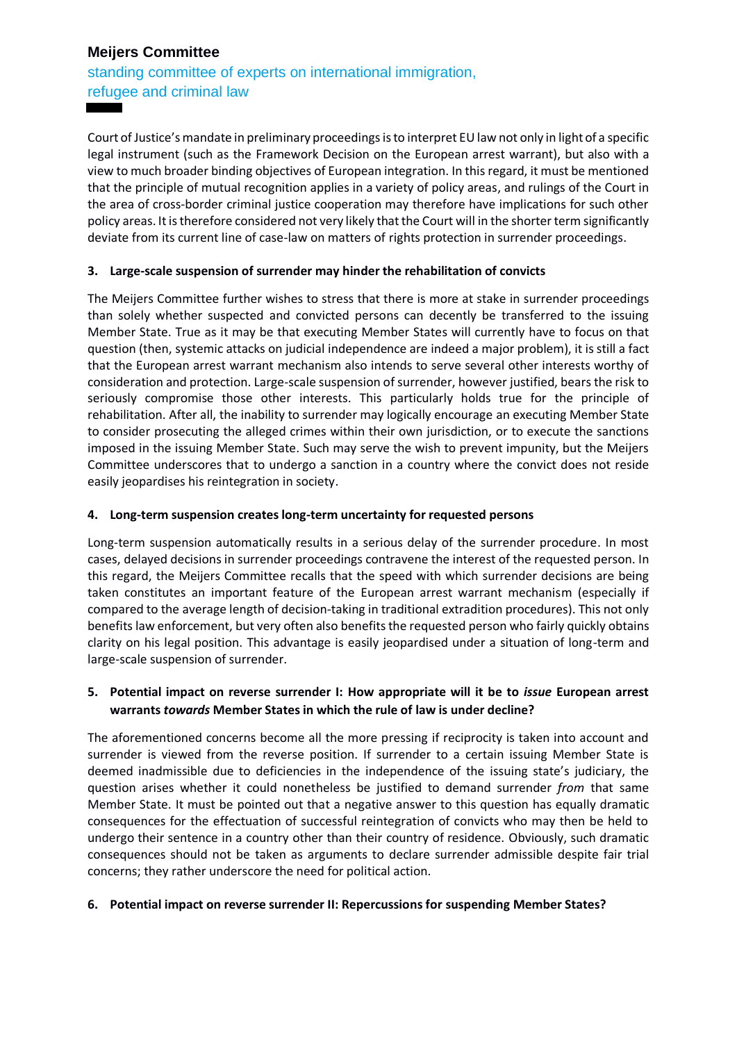Court of Justice's mandate in preliminary proceedings is to interpret EU law not only in light of a specific legal instrument (such as the Framework Decision on the European arrest warrant), but also with a view to much broader binding objectives of European integration. In this regard, it must be mentioned that the principle of mutual recognition applies in a variety of policy areas, and rulings of the Court in the area of cross-border criminal justice cooperation may therefore have implications for such other policy areas. It is therefore considered not very likely that the Court will in the shorter term significantly deviate from its current line of case-law on matters of rights protection in surrender proceedings.

### 3. Large-scale suspension of surrender may hinder the rehabilitation of convicts

The Meijers Committee further wishes to stress that there is more at stake in surrender proceedings than solely whether suspected and convicted persons can decently be transferred to the issuing Member State. True as it may be that executing Member States will currently have to focus on that question (then, systemic attacks on judicial independence are indeed a major problem), it is still a fact that the European arrest warrant mechanism also intends to serve several other interests worthy of consideration and protection. Large-scale suspension of surrender, however justified, bears the risk to seriously compromise those other interests. This particularly holds true for the principle of rehabilitation. After all, the inability to surrender may logically encourage an executing Member State to consider prosecuting the alleged crimes within their own jurisdiction, or to execute the sanctions imposed in the issuing Member State. Such may serve the wish to prevent impunity, but the Meijers Committee underscores that to undergo a sanction in a country where the convict does not reside easily jeopardises his reintegration in society.

### 4. Long-term suspension creates long-term uncertainty for requested persons

Long-term suspension automatically results in a serious delay of the surrender procedure. In most cases, delayed decisions in surrender proceedings contravene the interest of the requested person. In this regard, the Meijers Committee recalls that the speed with which surrender decisions are being taken constitutes an important feature of the European arrest warrant mechanism (especially if compared to the average length of decision-taking in traditional extradition procedures). This not only benefits law enforcement, but very often also benefits the requested person who fairly quickly obtains clarity on his legal position. This advantage is easily jeopardised under a situation of long-term and large-scale suspension of surrender.

### 5. Potential impact on reverse surrender I: How appropriate will it be to *issue* European arrest warrants *towards* Member States in which the rule of law is under decline?

The aforementioned concerns become all the more pressing if reciprocity is taken into account and surrender is viewed from the reverse position. If surrender to a certain issuing Member State is deemed inadmissible due to deficiencies in the independence of the issuing state's judiciary, the question arises whether it could nonetheless be justified to demand surrender *from* that same Member State. It must be pointed out that a negative answer to this question has equally dramatic consequences for the effectuation of successful reintegration of convicts who may then be held to undergo their sentence in a country other than their country of residence. Obviously, such dramatic consequences should not be taken as arguments to declare surrender admissible despite fair trial concerns; they rather underscore the need for political action.

### 6. Potential impact on reverse surrender II: Repercussions for suspending Member States?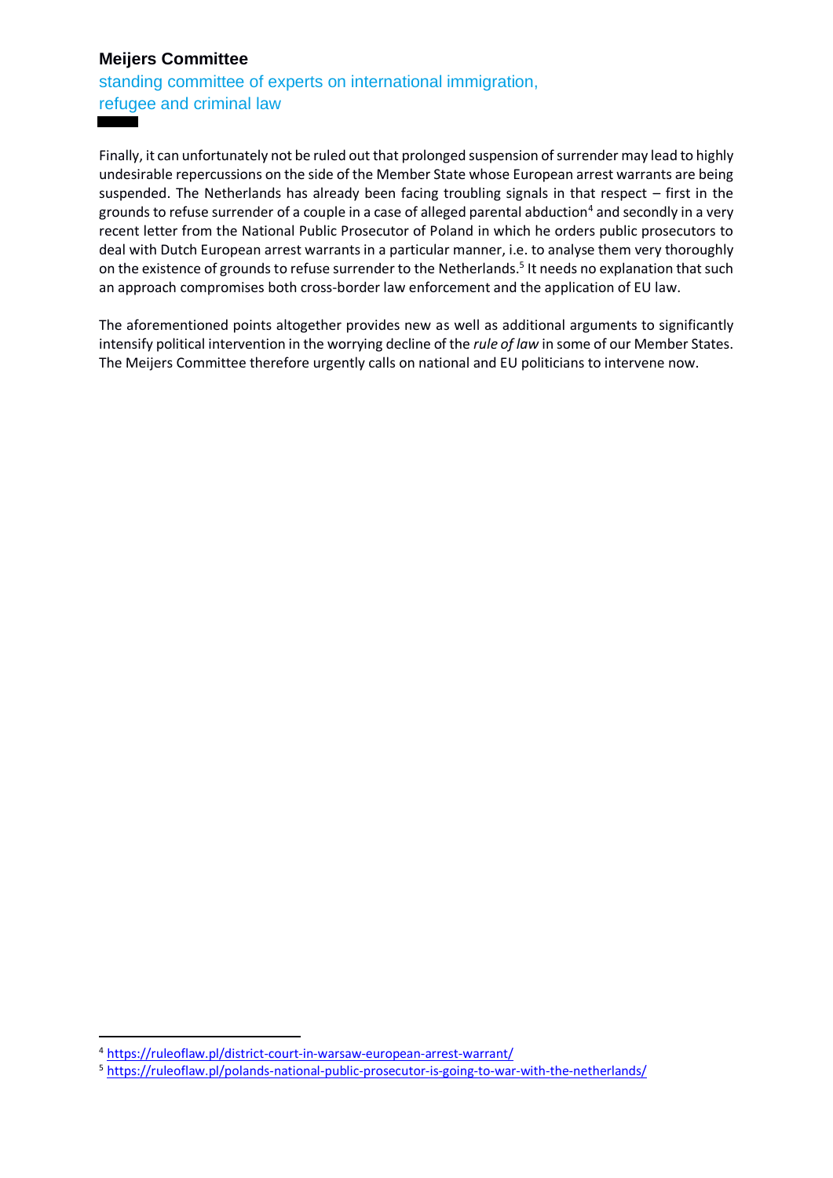Finally, it can unfortunately not be ruled out that prolonged suspension of surrender may lead to highly undesirable repercussions on the side of the Member State whose European arrest warrants are being suspended. The Netherlands has already been facing troubling signals in that respect – first in the grounds to refuse surrender of a couple in a case of alleged parental abduction[4] and secondly in a very recent letter from the National Public Prosecutor of Poland in which he orders public prosecutors to deal with Dutch European arrest warrants in a particular manner, i.e. to analyse them very thoroughly on the existence of grounds to refuse surrender to the Netherlands.[5] It needs no explanation that such an approach compromises both cross-border law enforcement and the application of EU law.

The aforementioned points altogether provides new as well as additional arguments to significantly intensify political intervention in the worrying decline of the *rule of law* in some of our Member States. The Meijers Committee therefore urgently calls on national and EU politicians to intervene now.

[4] https://ruleoflaw.pl/district-court-in-warsaw-european-arrest-warrant/

[5] https://ruleoflaw.pl/polands-national-public-prosecutor-is-going-to-war-with-the-netherlands/